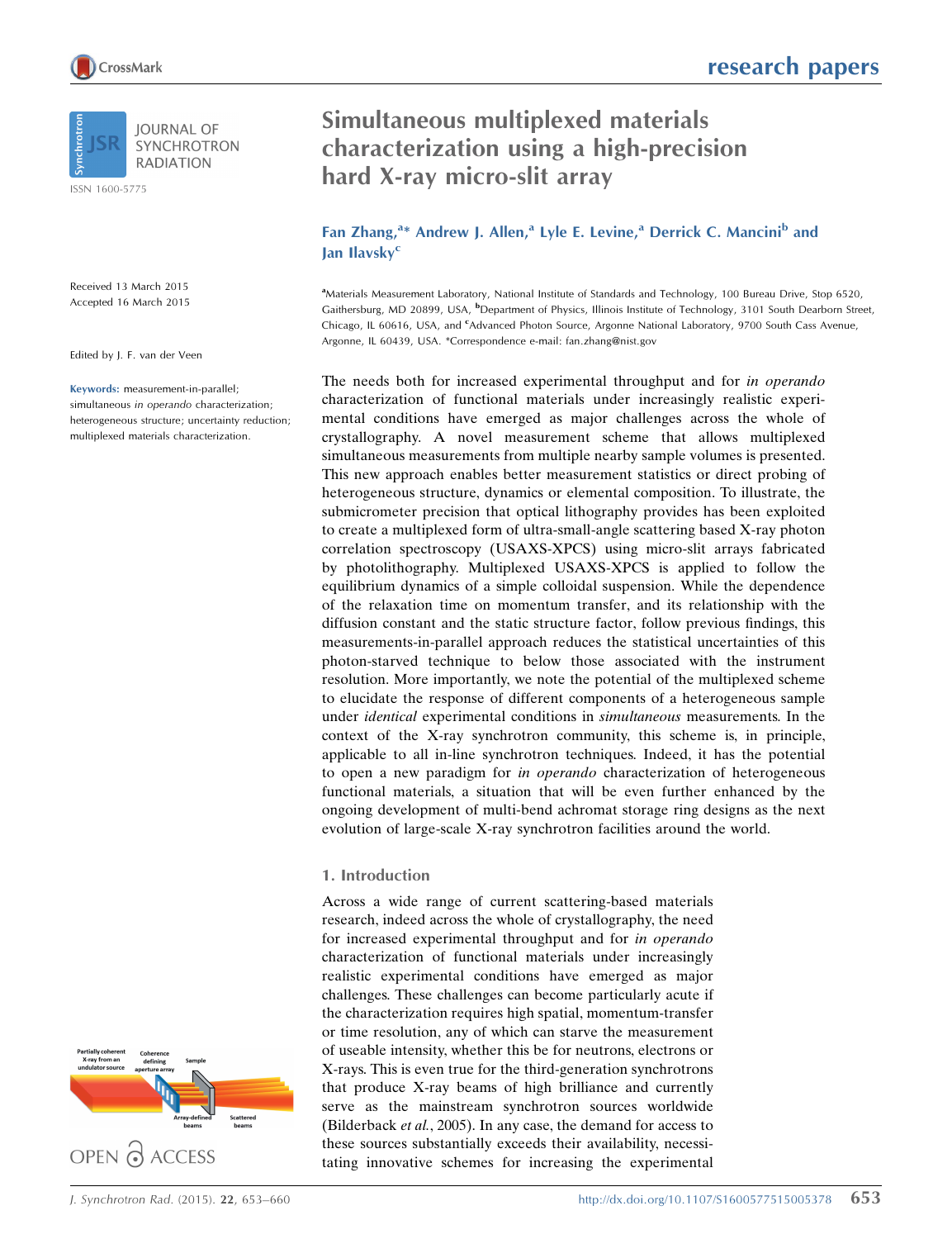# Simultaneous multiplexed materials characterization using a high-precision hard X-ray micro-slit array

**Fan Zhang,[a]* Andrew J. Allen,[a] Lyle E. Levine,[a] Derrick C. Mancini[b] and Jan Ilavsky[c]**

[a]Materials Measurement Laboratory, National Institute of Standards and Technology, 100 Bureau Drive, Stop 6520, Gaithersburg, MD 20899, USA, [b]Department of Physics, Illinois Institute of Technology, 3101 South Dearborn Street, Chicago, IL 60616, USA, and [c]Advanced Photon Source, Argonne National Laboratory, 9700 South Cass Avenue, Argonne, IL 60439, USA. *Correspondence e-mail: fan.zhang@nist.gov

Received 13 March 2015
Accepted 16 March 2015

Edited by J. F. van der Veen

**Keywords:** measurement-in-parallel; simultaneous *in operando* characterization; heterogeneous structure; uncertainty reduction; multiplexed materials characterization.

OPEN ACCESS

The needs both for increased experimental throughput and for *in operando* characterization of functional materials under increasingly realistic experimental conditions have emerged as major challenges across the whole of crystallography. A novel measurement scheme that allows multiplexed simultaneous measurements from multiple nearby sample volumes is presented. This new approach enables better measurement statistics or direct probing of heterogeneous structure, dynamics or elemental composition. To illustrate, the submicrometer precision that optical lithography provides has been exploited to create a multiplexed form of ultra-small-angle scattering based X-ray photon correlation spectroscopy (USAXS-XPCS) using micro-slit arrays fabricated by photolithography. Multiplexed USAXS-XPCS is applied to follow the equilibrium dynamics of a simple colloidal suspension. While the dependence of the relaxation time on momentum transfer, and its relationship with the diffusion constant and the static structure factor, follow previous findings, this measurements-in-parallel approach reduces the statistical uncertainties of this photon-starved technique to below those associated with the instrument resolution. More importantly, we note the potential of the multiplexed scheme to elucidate the response of different components of a heterogeneous sample under *identical* experimental conditions in *simultaneous* measurements. In the context of the X-ray synchrotron community, this scheme is, in principle, applicable to all in-line synchrotron techniques. Indeed, it has the potential to open a new paradigm for *in operando* characterization of heterogeneous functional materials, a situation that will be even further enhanced by the ongoing development of multi-bend achromat storage ring designs as the next evolution of large-scale X-ray synchrotron facilities around the world.

## 1. Introduction

Across a wide range of current scattering-based materials research, indeed across the whole of crystallography, the need for increased experimental throughput and for *in operando* characterization of functional materials under increasingly realistic experimental conditions have emerged as major challenges. These challenges can become particularly acute if the characterization requires high spatial, momentum-transfer or time resolution, any of which can starve the measurement of useable intensity, whether this be for neutrons, electrons or X-rays. This is even true for the third-generation synchrotrons that produce X-ray beams of high brilliance and currently serve as the mainstream synchrotron sources worldwide (Bilderback *et al.*, 2005). In any case, the demand for access to these sources substantially exceeds their availability, necessitating innovative schemes for increasing the experimental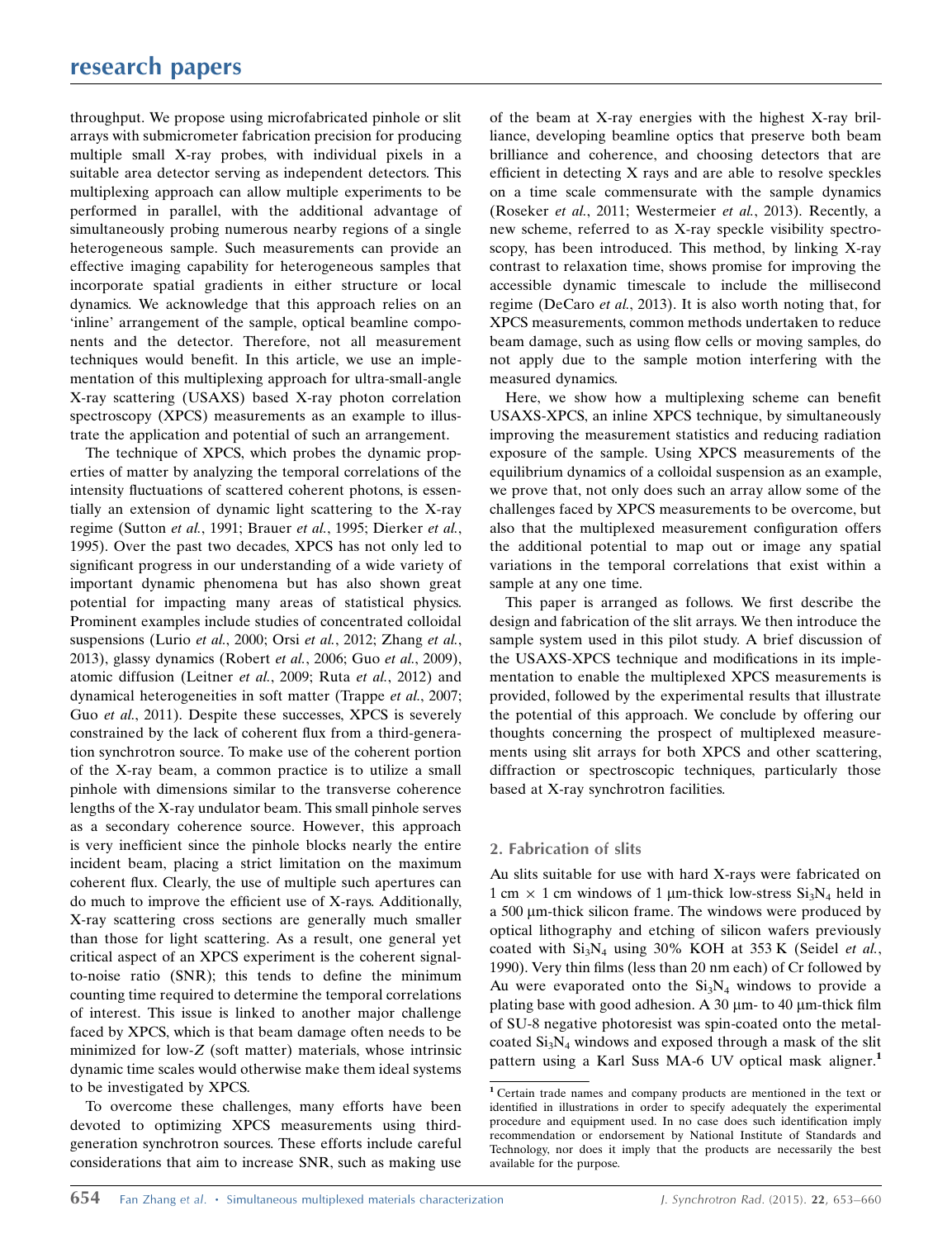throughput. We propose using microfabricated pinhole or slit arrays with submicrometer fabrication precision for producing multiple small X-ray probes, with individual pixels in a suitable area detector serving as independent detectors. This multiplexing approach can allow multiple experiments to be performed in parallel, with the additional advantage of simultaneously probing numerous nearby regions of a single heterogeneous sample. Such measurements can provide an effective imaging capability for heterogeneous samples that incorporate spatial gradients in either structure or local dynamics. We acknowledge that this approach relies on an 'inline' arrangement of the sample, optical beamline components and the detector. Therefore, not all measurement techniques would benefit. In this article, we use an implementation of this multiplexing approach for ultra-small-angle X-ray scattering (USAXS) based X-ray photon correlation spectroscopy (XPCS) measurements as an example to illustrate the application and potential of such an arrangement.

The technique of XPCS, which probes the dynamic properties of matter by analyzing the temporal correlations of the intensity fluctuations of scattered coherent photons, is essentially an extension of dynamic light scattering to the X-ray regime (Sutton *et al.*, 1991; Brauer *et al.*, 1995; Dierker *et al.*, 1995). Over the past two decades, XPCS has not only led to significant progress in our understanding of a wide variety of important dynamic phenomena but has also shown great potential for impacting many areas of statistical physics. Prominent examples include studies of concentrated colloidal suspensions (Lurio *et al.*, 2000; Orsi *et al.*, 2012; Zhang *et al.*, 2013), glassy dynamics (Robert *et al.*, 2006; Guo *et al.*, 2009), atomic diffusion (Leitner *et al.*, 2009; Ruta *et al.*, 2012) and dynamical heterogeneities in soft matter (Trappe *et al.*, 2007; Guo *et al.*, 2011). Despite these successes, XPCS is severely constrained by the lack of coherent flux from a third-generation synchrotron source. To make use of the coherent portion of the X-ray beam, a common practice is to utilize a small pinhole with dimensions similar to the transverse coherence lengths of the X-ray undulator beam. This small pinhole serves as a secondary coherence source. However, this approach is very inefficient since the pinhole blocks nearly the entire incident beam, placing a strict limitation on the maximum coherent flux. Clearly, the use of multiple such apertures can do much to improve the efficient use of X-rays. Additionally, X-ray scattering cross sections are generally much smaller than those for light scattering. As a result, one general yet critical aspect of an XPCS experiment is the coherent signal-to-noise ratio (SNR); this tends to define the minimum counting time required to determine the temporal correlations of interest. This issue is linked to another major challenge faced by XPCS, which is that beam damage often needs to be minimized for low-$Z$ (soft matter) materials, whose intrinsic dynamic time scales would otherwise make them ideal systems to be investigated by XPCS.

To overcome these challenges, many efforts have been devoted to optimizing XPCS measurements using third-generation synchrotron sources. These efforts include careful considerations that aim to increase SNR, such as making use of the beam at X-ray energies with the highest X-ray brilliance, developing beamline optics that preserve both beam brilliance and coherence, and choosing detectors that are efficient in detecting X rays and are able to resolve speckles on a time scale commensurate with the sample dynamics (Roseker *et al.*, 2011; Westermeier *et al.*, 2013). Recently, a new scheme, referred to as X-ray speckle visibility spectroscopy, has been introduced. This method, by linking X-ray contrast to relaxation time, shows promise for improving the accessible dynamic timescale to include the millisecond regime (DeCaro *et al.*, 2013). It is also worth noting that, for XPCS measurements, common methods undertaken to reduce beam damage, such as using flow cells or moving samples, do not apply due to the sample motion interfering with the measured dynamics.

Here, we show how a multiplexing scheme can benefit USAXS-XPCS, an inline XPCS technique, by simultaneously improving the measurement statistics and reducing radiation exposure of the sample. Using XPCS measurements of the equilibrium dynamics of a colloidal suspension as an example, we prove that, not only does such an array allow some of the challenges faced by XPCS measurements to be overcome, but also that the multiplexed measurement configuration offers the additional potential to map out or image any spatial variations in the temporal correlations that exist within a sample at any one time.

This paper is arranged as follows. We first describe the design and fabrication of the slit arrays. We then introduce the sample system used in this pilot study. A brief discussion of the USAXS-XPCS technique and modifications in its implementation to enable the multiplexed XPCS measurements is provided, followed by the experimental results that illustrate the potential of this approach. We conclude by offering our thoughts concerning the prospect of multiplexed measurements using slit arrays for both XPCS and other scattering, diffraction or spectroscopic techniques, particularly those based at X-ray synchrotron facilities.

## 2. Fabrication of slits

Au slits suitable for use with hard X-rays were fabricated on 1 cm × 1 cm windows of 1 µm-thick low-stress $Si_3N_4$ held in a 500 µm-thick silicon frame. The windows were produced by optical lithography and etching of silicon wafers previously coated with $Si_3N_4$ using 30% KOH at 353 K (Seidel *et al.*, 1990). Very thin films (less than 20 nm each) of Cr followed by Au were evaporated onto the $Si_3N_4$ windows to provide a plating base with good adhesion. A 30 µm- to 40 µm-thick film of SU-8 negative photoresist was spin-coated onto the metal-coated $Si_3N_4$ windows and exposed through a mask of the slit pattern using a Karl Suss MA-6 UV optical mask aligner.[1]

[1] Certain trade names and company products are mentioned in the text or identified in illustrations in order to specify adequately the experimental procedure and equipment used. In no case does such identification imply recommendation or endorsement by National Institute of Standards and Technology, nor does it imply that the products are necessarily the best available for the purpose.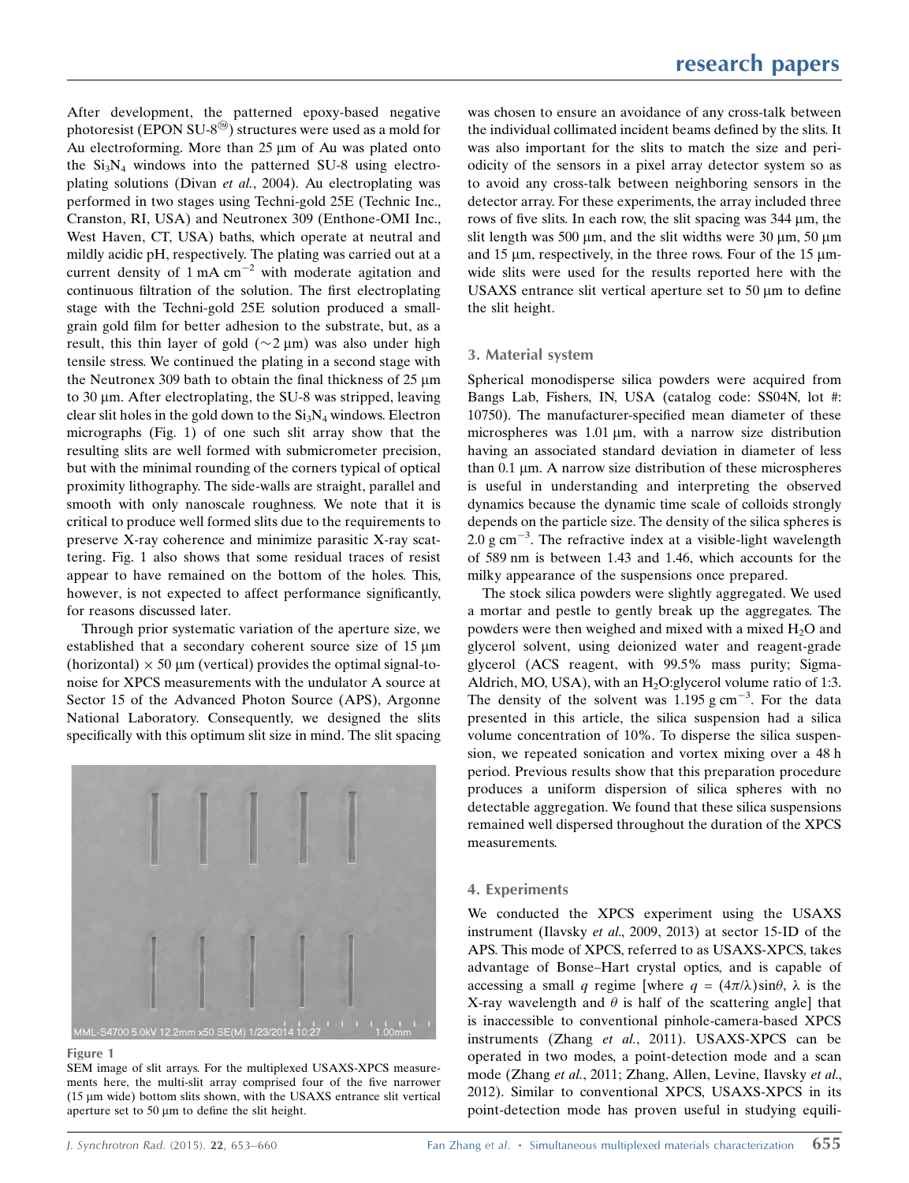After development, the patterned epoxy-based negative photoresist (EPON SU-8®) structures were used as a mold for Au electroforming. More than 25 µm of Au was plated onto the $Si_3N_4$ windows into the patterned SU-8 using electroplating solutions (Divan *et al.*, 2004). Au electroplating was performed in two stages using Techni-gold 25E (Technic Inc., Cranston, RI, USA) and Neutronex 309 (Enthone-OMI Inc., West Haven, CT, USA) baths, which operate at neutral and mildly acidic pH, respectively. The plating was carried out at a current density of 1 mA cm$^{-2}$ with moderate agitation and continuous filtration of the solution. The first electroplating stage with the Techni-gold 25E solution produced a small-grain gold film for better adhesion to the substrate, but, as a result, this thin layer of gold (~2 µm) was also under high tensile stress. We continued the plating in a second stage with the Neutronex 309 bath to obtain the final thickness of 25 µm to 30 µm. After electroplating, the SU-8 was stripped, leaving clear slit holes in the gold down to the $Si_3N_4$ windows. Electron micrographs (Fig. 1) of one such slit array show that the resulting slits are well formed with submicrometer precision, but with the minimal rounding of the corners typical of optical proximity lithography. The side-walls are straight, parallel and smooth with only nanoscale roughness. We note that it is critical to produce well formed slits due to the requirements to preserve X-ray coherence and minimize parasitic X-ray scattering. Fig. 1 also shows that some residual traces of resist appear to have remained on the bottom of the holes. This, however, is not expected to affect performance significantly, for reasons discussed later.

Through prior systematic variation of the aperture size, we established that a secondary coherent source size of 15 µm (horizontal) × 50 µm (vertical) provides the optimal signal-to-noise for XPCS measurements with the undulator A source at Sector 15 of the Advanced Photon Source (APS), Argonne National Laboratory. Consequently, we designed the slits specifically with this optimum slit size in mind. The slit spacing was chosen to ensure an avoidance of any cross-talk between the individual collimated incident beams defined by the slits. It was also important for the slits to match the size and periodicity of the sensors in a pixel array detector system so as to avoid any cross-talk between neighboring sensors in the detector array. For these experiments, the array included three rows of five slits. In each row, the slit spacing was 344 µm, the slit length was 500 µm, and the slit widths were 30 µm, 50 µm and 15 µm, respectively, in the three rows. Four of the 15 µm-wide slits were used for the results reported here with the USAXS entrance slit vertical aperture set to 50 µm to define the slit height.

**Figure 1**
SEM image of slit arrays. For the multiplexed USAXS-XPCS measurements here, the multi-slit array comprised four of the five narrower (15 µm wide) bottom slits shown, with the USAXS entrance slit vertical aperture set to 50 µm to define the slit height.

## 3. Material system

Spherical monodisperse silica powders were acquired from Bangs Lab, Fishers, IN, USA (catalog code: SS04N, lot #: 10750). The manufacturer-specified mean diameter of these microspheres was 1.01 µm, with a narrow size distribution having an associated standard deviation in diameter of less than 0.1 µm. A narrow size distribution of these microspheres is useful in understanding and interpreting the observed dynamics because the dynamic time scale of colloids strongly depends on the particle size. The density of the silica spheres is 2.0 g cm$^{-3}$. The refractive index at a visible-light wavelength of 589 nm is between 1.43 and 1.46, which accounts for the milky appearance of the suspensions once prepared.

The stock silica powders were slightly aggregated. We used a mortar and pestle to gently break up the aggregates. The powders were then weighed and mixed with a mixed $H_2O$ and glycerol solvent, using deionized water and reagent-grade glycerol (ACS reagent, with 99.5% mass purity; Sigma-Aldrich, MO, USA), with an $H_2O$:glycerol volume ratio of 1:3. The density of the solvent was 1.195 g cm$^{-3}$. For the data presented in this article, the silica suspension had a silica volume concentration of 10%. To disperse the silica suspension, we repeated sonication and vortex mixing over a 48 h period. Previous results show that this preparation procedure produces a uniform dispersion of silica spheres with no detectable aggregation. We found that these silica suspensions remained well dispersed throughout the duration of the XPCS measurements.

## 4. Experiments

We conducted the XPCS experiment using the USAXS instrument (Ilavsky *et al.*, 2009, 2013) at sector 15-ID of the APS. This mode of XPCS, referred to as USAXS-XPCS, takes advantage of Bonse–Hart crystal optics, and is capable of accessing a small $q$ regime [where $q = (4\pi/\lambda)\sin\theta$, $\lambda$ is the X-ray wavelength and $\theta$ is half of the scattering angle] that is inaccessible to conventional pinhole-camera-based XPCS instruments (Zhang *et al.*, 2011). USAXS-XPCS can be operated in two modes, a point-detection mode and a scan mode (Zhang *et al.*, 2011; Zhang, Allen, Levine, Ilavsky *et al.*, 2012). Similar to conventional XPCS, USAXS-XPCS in its point-detection mode has proven useful in studying equili-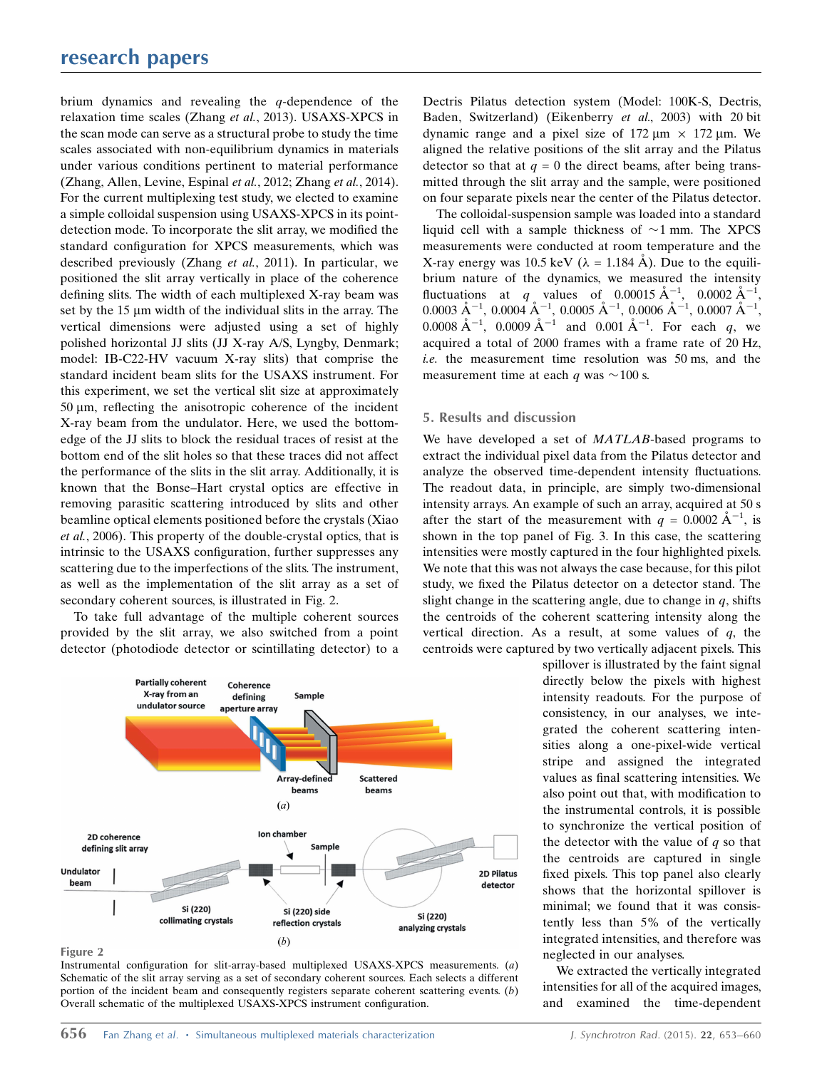brium dynamics and revealing the $q$-dependence of the relaxation time scales (Zhang *et al.*, 2013). USAXS-XPCS in the scan mode can serve as a structural probe to study the time scales associated with non-equilibrium dynamics in materials under various conditions pertinent to material performance (Zhang, Allen, Levine, Espinal *et al.*, 2012; Zhang *et al.*, 2014). For the current multiplexing test study, we elected to examine a simple colloidal suspension using USAXS-XPCS in its point-detection mode. To incorporate the slit array, we modified the standard configuration for XPCS measurements, which was described previously (Zhang *et al.*, 2011). In particular, we positioned the slit array vertically in place of the coherence defining slits. The width of each multiplexed X-ray beam was set by the 15 µm width of the individual slits in the array. The vertical dimensions were adjusted using a set of highly polished horizontal JJ slits (JJ X-ray A/S, Lyngby, Denmark; model: IB-C22-HV vacuum X-ray slits) that comprise the standard incident beam slits for the USAXS instrument. For this experiment, we set the vertical slit size at approximately 50 µm, reflecting the anisotropic coherence of the incident X-ray beam from the undulator. Here, we used the bottom-edge of the JJ slits to block the residual traces of resist at the bottom end of the slit holes so that these traces did not affect the performance of the slits in the slit array. Additionally, it is known that the Bonse–Hart crystal optics are effective in removing parasitic scattering introduced by slits and other beamline optical elements positioned before the crystals (Xiao *et al.*, 2006). This property of the double-crystal optics, that is intrinsic to the USAXS configuration, further suppresses any scattering due to the imperfections of the slits. The instrument, as well as the implementation of the slit array as a set of secondary coherent sources, is illustrated in Fig. 2.

To take full advantage of the multiple coherent sources provided by the slit array, we also switched from a point detector (photodiode detector or scintillating detector) to a Dectris Pilatus detection system (Model: 100K-S, Dectris, Baden, Switzerland) (Eikenberry *et al.*, 2003) with 20 bit dynamic range and a pixel size of 172 µm × 172 µm. We aligned the relative positions of the slit array and the Pilatus detector so that at $q = 0$ the direct beams, after being transmitted through the slit array and the sample, were positioned on four separate pixels near the center of the Pilatus detector.

The colloidal-suspension sample was loaded into a standard liquid cell with a sample thickness of ~1 mm. The XPCS measurements were conducted at room temperature and the X-ray energy was 10.5 keV ($\lambda$ = 1.184 Å). Due to the equilibrium nature of the dynamics, we measured the intensity fluctuations at $q$ values of 0.00015 Å$^{-1}$, 0.0002 Å$^{-1}$, 0.0003 Å$^{-1}$, 0.0004 Å$^{-1}$, 0.0005 Å$^{-1}$, 0.0006 Å$^{-1}$, 0.0007 Å$^{-1}$, 0.0008 Å$^{-1}$, 0.0009 Å$^{-1}$ and 0.001 Å$^{-1}$. For each $q$, we acquired a total of 2000 frames with a frame rate of 20 Hz, *i.e.* the measurement time resolution was 50 ms, and the measurement time at each $q$ was ~100 s.

## 5. Results and discussion

We have developed a set of *MATLAB*-based programs to extract the individual pixel data from the Pilatus detector and analyze the observed time-dependent intensity fluctuations. The readout data, in principle, are simply two-dimensional intensity arrays. An example of such an array, acquired at 50 s after the start of the measurement with $q$ = 0.0002 Å$^{-1}$, is shown in the top panel of Fig. 3. In this case, the scattering intensities were mostly captured in the four highlighted pixels. We note that this was not always the case because, for this pilot study, we fixed the Pilatus detector on a detector stand. The slight change in the scattering angle, due to change in $q$, shifts the centroids of the coherent scattering intensity along the vertical direction. As a result, at some values of $q$, the centroids were captured by two vertically adjacent pixels. This spillover is illustrated by the faint signal directly below the pixels with highest intensity readouts. For the purpose of consistency, in our analyses, we integrated the coherent scattering intensities along a one-pixel-wide vertical stripe and assigned the integrated values as final scattering intensities. We also point out that, with modification to the instrumental controls, it is possible to synchronize the vertical position of the detector with the value of $q$ so that the centroids are captured in single fixed pixels. This top panel also clearly shows that the horizontal spillover is minimal; we found that it was consistently less than 5% of the vertically integrated intensities, and therefore was neglected in our analyses.

We extracted the vertically integrated intensities for all of the acquired images, and examined the time-dependent

Figure 2
Instrumental configuration for slit-array-based multiplexed USAXS-XPCS measurements. (*a*) Schematic of the slit array serving as a set of secondary coherent sources. Each selects a different portion of the incident beam and consequently registers separate coherent scattering events. (*b*) Overall schematic of the multiplexed USAXS-XPCS instrument configuration.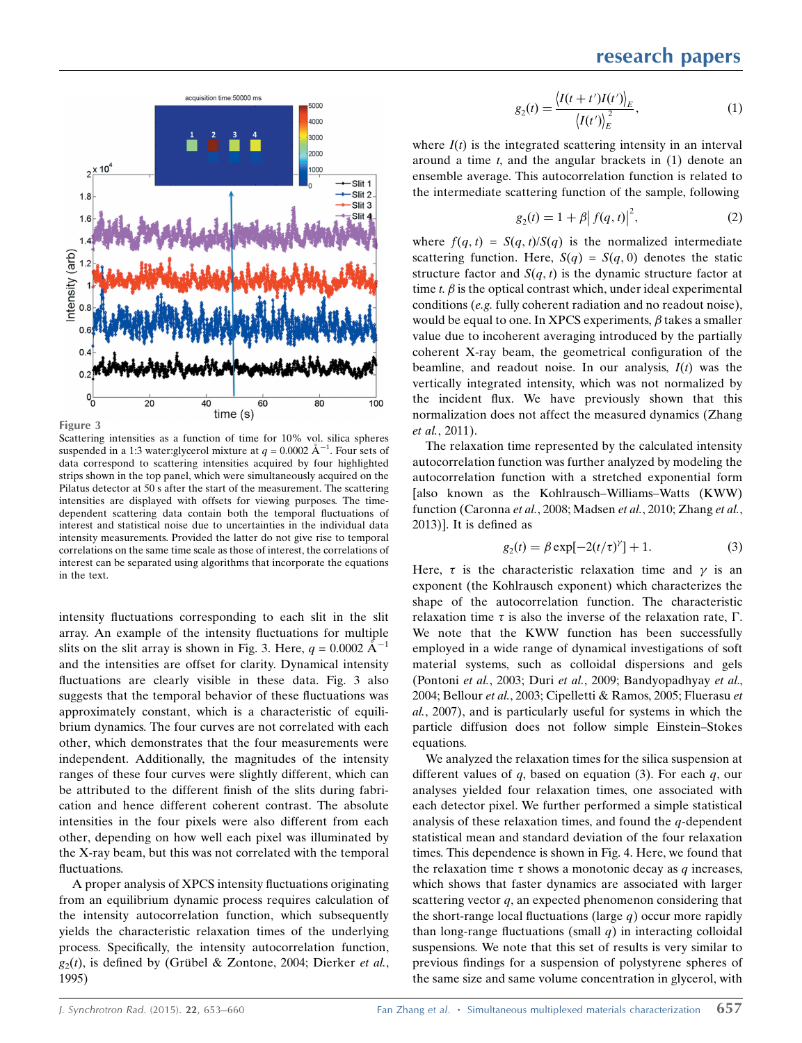Figure 3

Scattering intensities as a function of time for 10% vol. silica spheres suspended in a 1:3 water:glycerol mixture at $q = 0.0002$ Å$^{-1}$. Four sets of data correspond to scattering intensities acquired by four highlighted strips shown in the top panel, which were simultaneously acquired on the Pilatus detector at 50 s after the start of the measurement. The scattering intensities are displayed with offsets for viewing purposes. The time-dependent scattering data contain both the temporal fluctuations of interest and statistical noise due to uncertainties in the individual data intensity measurements. Provided the latter do not give rise to temporal correlations on the same time scale as those of interest, the correlations of interest can be separated using algorithms that incorporate the equations in the text.

intensity fluctuations corresponding to each slit in the slit array. An example of the intensity fluctuations for multiple slits on the slit array is shown in Fig. 3. Here, $q = 0.0002$ Å$^{-1}$ and the intensities are offset for clarity. Dynamical intensity fluctuations are clearly visible in these data. Fig. 3 also suggests that the temporal behavior of these fluctuations was approximately constant, which is a characteristic of equilibrium dynamics. The four curves are not correlated with each other, which demonstrates that the four measurements were independent. Additionally, the magnitudes of the intensity ranges of these four curves were slightly different, which can be attributed to the different finish of the slits during fabrication and hence different coherent contrast. The absolute intensities in the four pixels were also different from each other, depending on how well each pixel was illuminated by the X-ray beam, but this was not correlated with the temporal fluctuations.

A proper analysis of XPCS intensity fluctuations originating from an equilibrium dynamic process requires calculation of the intensity autocorrelation function, which subsequently yields the characteristic relaxation times of the underlying process. Specifically, the intensity autocorrelation function, $g_2(t)$, is defined by (Grübel & Zontone, 2004; Dierker *et al.*, 1995)

$$g_2(t) = \frac{\langle I(t+t')I(t')\rangle_E}{\langle I(t')\rangle_E^2}, \tag{1}$$

where $I(t)$ is the integrated scattering intensity in an interval around a time $t$, and the angular brackets in (1) denote an ensemble average. This autocorrelation function is related to the intermediate scattering function of the sample, following

$$g_2(t) = 1 + \beta \left| f(q,t) \right|^2, \tag{2}$$

where $f(q,t) = S(q,t)/S(q)$ is the normalized intermediate scattering function. Here, $S(q) = S(q,0)$ denotes the static structure factor and $S(q,t)$ is the dynamic structure factor at time $t$. $\beta$ is the optical contrast which, under ideal experimental conditions (*e.g.* fully coherent radiation and no readout noise), would be equal to one. In XPCS experiments, $\beta$ takes a smaller value due to incoherent averaging introduced by the partially coherent X-ray beam, the geometrical configuration of the beamline, and readout noise. In our analysis, $I(t)$ was the vertically integrated intensity, which was not normalized by the incident flux. We have previously shown that this normalization does not affect the measured dynamics (Zhang *et al.*, 2011).

The relaxation time represented by the calculated intensity autocorrelation function was further analyzed by modeling the autocorrelation function with a stretched exponential form [also known as the Kohlrausch–Williams–Watts (KWW) function (Caronna *et al.*, 2008; Madsen *et al.*, 2010; Zhang *et al.*, 2013)]. It is defined as

$$g_2(t) = \beta \exp[-2(t/\tau)^\gamma] + 1. \tag{3}$$

Here, $\tau$ is the characteristic relaxation time and $\gamma$ is an exponent (the Kohlrausch exponent) which characterizes the shape of the autocorrelation function. The characteristic relaxation time $\tau$ is also the inverse of the relaxation rate, $\Gamma$. We note that the KWW function has been successfully employed in a wide range of dynamical investigations of soft material systems, such as colloidal dispersions and gels (Pontoni *et al.*, 2003; Duri *et al.*, 2009; Bandyopadhyay *et al.*, 2004; Bellour *et al.*, 2003; Cipelletti & Ramos, 2005; Fluerasu *et al.*, 2007), and is particularly useful for systems in which the particle diffusion does not follow simple Einstein–Stokes equations.

We analyzed the relaxation times for the silica suspension at different values of $q$, based on equation (3). For each $q$, our analyses yielded four relaxation times, one associated with each detector pixel. We further performed a simple statistical analysis of these relaxation times, and found the $q$-dependent statistical mean and standard deviation of the four relaxation times. This dependence is shown in Fig. 4. Here, we found that the relaxation time $\tau$ shows a monotonic decay as $q$ increases, which shows that faster dynamics are associated with larger scattering vector $q$, an expected phenomenon considering that the short-range local fluctuations (large $q$) occur more rapidly than long-range fluctuations (small $q$) in interacting colloidal suspensions. We note that this set of results is very similar to previous findings for a suspension of polystyrene spheres of the same size and same volume concentration in glycerol, with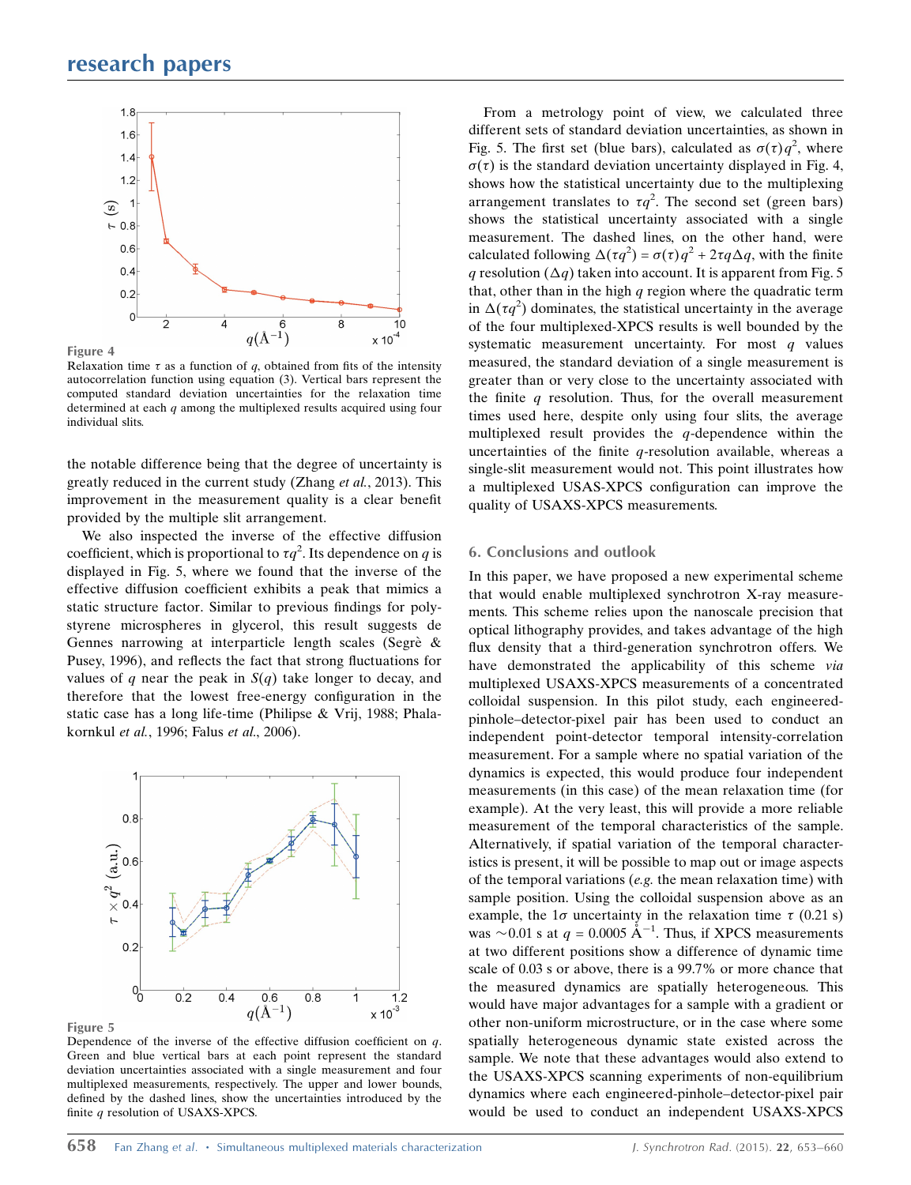Figure 4

Relaxation time $\tau$ as a function of $q$, obtained from fits of the intensity autocorrelation function using equation (3). Vertical bars represent the computed standard deviation uncertainties for the relaxation time determined at each $q$ among the multiplexed results acquired using four individual slits.

the notable difference being that the degree of uncertainty is greatly reduced in the current study (Zhang *et al.*, 2013). This improvement in the measurement quality is a clear benefit provided by the multiple slit arrangement.

We also inspected the inverse of the effective diffusion coefficient, which is proportional to $\tau q^2$. Its dependence on $q$ is displayed in Fig. 5, where we found that the inverse of the effective diffusion coefficient exhibits a peak that mimics a static structure factor. Similar to previous findings for polystyrene microspheres in glycerol, this result suggests de Gennes narrowing at interparticle length scales (Segrè & Pusey, 1996), and reflects the fact that strong fluctuations for values of $q$ near the peak in $S(q)$ take longer to decay, and therefore that the lowest free-energy configuration in the static case has a long life-time (Philipse & Vrij, 1988; Phalakornkul *et al.*, 1996; Falus *et al.*, 2006).

Figure 5

Dependence of the inverse of the effective diffusion coefficient on $q$. Green and blue vertical bars at each point represent the standard deviation uncertainties associated with a single measurement and four multiplexed measurements, respectively. The upper and lower bounds, defined by the dashed lines, show the uncertainties introduced by the finite $q$ resolution of USAXS-XPCS.

From a metrology point of view, we calculated three different sets of standard deviation uncertainties, as shown in Fig. 5. The first set (blue bars), calculated as $\sigma(\tau)q^2$, where $\sigma(\tau)$ is the standard deviation uncertainty displayed in Fig. 4, shows how the statistical uncertainty due to the multiplexing arrangement translates to $\tau q^2$. The second set (green bars) shows the statistical uncertainty associated with a single measurement. The dashed lines, on the other hand, were calculated following $\Delta(\tau q^2) = \sigma(\tau)q^2 + 2\tau q \Delta q$, with the finite $q$ resolution ($\Delta q$) taken into account. It is apparent from Fig. 5 that, other than in the high $q$ region where the quadratic term in $\Delta(\tau q^2)$ dominates, the statistical uncertainty in the average of the four multiplexed-XPCS results is well bounded by the systematic measurement uncertainty. For most $q$ values measured, the standard deviation of a single measurement is greater than or very close to the uncertainty associated with the finite $q$ resolution. Thus, for the overall measurement times used here, despite only using four slits, the average multiplexed result provides the $q$-dependence within the uncertainties of the finite $q$-resolution available, whereas a single-slit measurement would not. This point illustrates how a multiplexed USAXS-XPCS configuration can improve the quality of USAXS-XPCS measurements.

## 6. Conclusions and outlook

In this paper, we have proposed a new experimental scheme that would enable multiplexed synchrotron X-ray measurements. This scheme relies upon the nanoscale precision that optical lithography provides, and takes advantage of the high flux density that a third-generation synchrotron offers. We have demonstrated the applicability of this scheme *via* multiplexed USAXS-XPCS measurements of a concentrated colloidal suspension. In this pilot study, each engineered-pinhole–detector-pixel pair has been used to conduct an independent point-detector temporal intensity-correlation measurement. For a sample where no spatial variation of the dynamics is expected, this would produce four independent measurements (in this case) of the mean relaxation time (for example). At the very least, this will provide a more reliable measurement of the temporal characteristics of the sample. Alternatively, if spatial variation of the temporal characteristics is present, it will be possible to map out or image aspects of the temporal variations (*e.g.* the mean relaxation time) with sample position. Using the colloidal suspension above as an example, the $1\sigma$ uncertainty in the relaxation time $\tau$ (0.21 s) was $\sim$0.01 s at $q = 0.0005$ Å$^{-1}$. Thus, if XPCS measurements at two different positions show a difference of dynamic time scale of 0.03 s or above, there is a 99.7% or more chance that the measured dynamics are spatially heterogeneous. This would have major advantages for a sample with a gradient or other non-uniform microstructure, or in the case where some spatially heterogeneous dynamic state existed across the sample. We note that these advantages would also extend to the USAXS-XPCS scanning experiments of non-equilibrium dynamics where each engineered-pinhole–detector-pixel pair would be used to conduct an independent USAXS-XPCS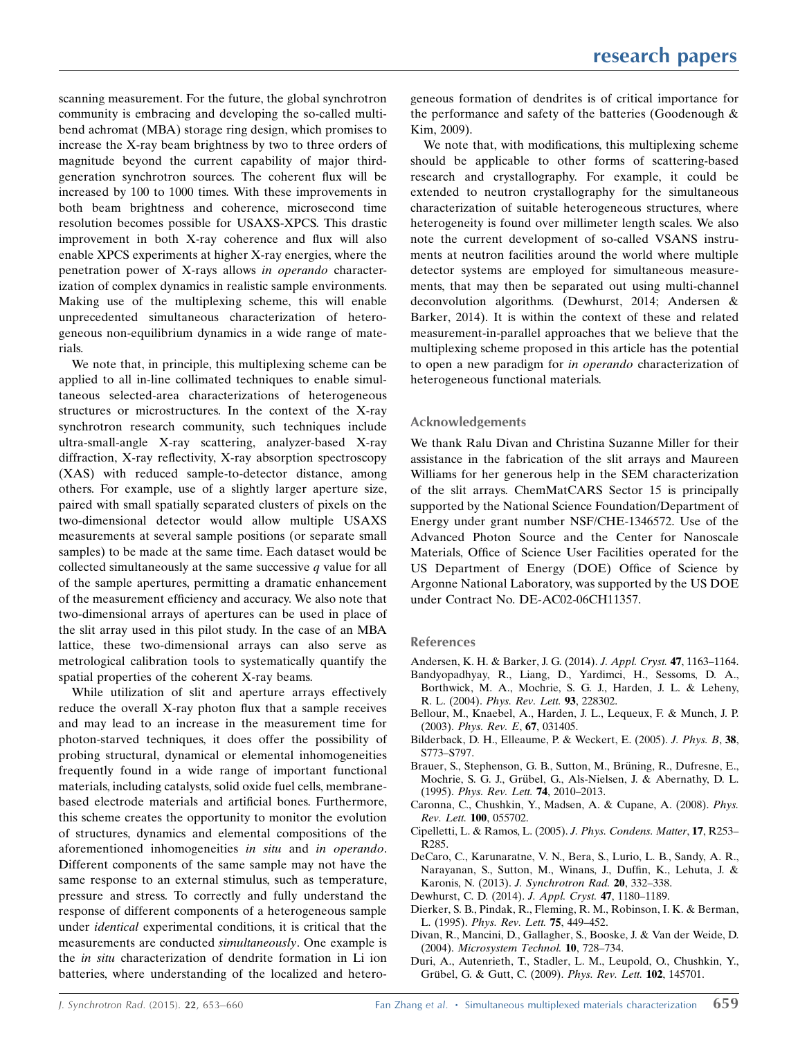scanning measurement. For the future, the global synchrotron community is embracing and developing the so-called multi-bend achromat (MBA) storage ring design, which promises to increase the X-ray beam brightness by two to three orders of magnitude beyond the current capability of major third-generation synchrotron sources. The coherent flux will be increased by 100 to 1000 times. With these improvements in both beam brightness and coherence, microsecond time resolution becomes possible for USAXS-XPCS. This drastic improvement in both X-ray coherence and flux will also enable XPCS experiments at higher X-ray energies, where the penetration power of X-rays allows *in operando* characterization of complex dynamics in realistic sample environments. Making use of the multiplexing scheme, this will enable unprecedented simultaneous characterization of heterogeneous non-equilibrium dynamics in a wide range of materials.

We note that, in principle, this multiplexing scheme can be applied to all in-line collimated techniques to enable simultaneous selected-area characterizations of heterogeneous structures or microstructures. In the context of the X-ray synchrotron research community, such techniques include ultra-small-angle X-ray scattering, analyzer-based X-ray diffraction, X-ray reflectivity, X-ray absorption spectroscopy (XAS) with reduced sample-to-detector distance, among others. For example, use of a slightly larger aperture size, paired with small spatially separated clusters of pixels on the two-dimensional detector would allow multiple USAXS measurements at several sample positions (or separate small samples) to be made at the same time. Each dataset would be collected simultaneously at the same successive $q$ value for all of the sample apertures, permitting a dramatic enhancement of the measurement efficiency and accuracy. We also note that two-dimensional arrays of apertures can be used in place of the slit array used in this pilot study. In the case of an MBA lattice, these two-dimensional arrays can also serve as metrological calibration tools to systematically quantify the spatial properties of the coherent X-ray beams.

While utilization of slit and aperture arrays effectively reduce the overall X-ray photon flux that a sample receives and may lead to an increase in the measurement time for photon-starved techniques, it does offer the possibility of probing structural, dynamical or elemental inhomogeneities frequently found in a wide range of important functional materials, including catalysts, solid oxide fuel cells, membrane-based electrode materials and artificial bones. Furthermore, this scheme creates the opportunity to monitor the evolution of structures, dynamics and elemental compositions of the aforementioned inhomogeneities *in situ* and *in operando*. Different components of the same sample may not have the same response to an external stimulus, such as temperature, pressure and stress. To correctly and fully understand the response of different components of a heterogeneous sample under *identical* experimental conditions, it is critical that the measurements are conducted *simultaneously*. One example is the *in situ* characterization of dendrite formation in Li ion batteries, where understanding of the localized and heterogeneous formation of dendrites is of critical importance for the performance and safety of the batteries (Goodenough & Kim, 2009).

We note that, with modifications, this multiplexing scheme should be applicable to other forms of scattering-based research and crystallography. For example, it could be extended to neutron crystallography for the simultaneous characterization of suitable heterogeneous structures, where heterogeneity is found over millimeter length scales. We also note the current development of so-called VSANS instruments at neutron facilities around the world where multiple detector systems are employed for simultaneous measurements, that may then be separated out using multi-channel deconvolution algorithms. (Dewhurst, 2014; Andersen & Barker, 2014). It is within the context of these and related measurement-in-parallel approaches that we believe that the multiplexing scheme proposed in this article has the potential to open a new paradigm for *in operando* characterization of heterogeneous functional materials.

## Acknowledgements

We thank Ralu Divan and Christina Suzanne Miller for their assistance in the fabrication of the slit arrays and Maureen Williams for her generous help in the SEM characterization of the slit arrays. ChemMatCARS Sector 15 is principally supported by the National Science Foundation/Department of Energy under grant number NSF/CHE-1346572. Use of the Advanced Photon Source and the Center for Nanoscale Materials, Office of Science User Facilities operated for the US Department of Energy (DOE) Office of Science by Argonne National Laboratory, was supported by the US DOE under Contract No. DE-AC02-06CH11357.

## References

Andersen, K. H. & Barker, J. G. (2014). *J. Appl. Cryst.* **47**, 1163–1164.

Bandyopadhyay, R., Liang, D., Yardimci, H., Sessoms, D. A., Borthwick, M. A., Mochrie, S. G. J., Harden, J. L. & Leheny, R. L. (2004). *Phys. Rev. Lett.* **93**, 228302.

Bellour, M., Knaebel, A., Harden, J. L., Lequeux, F. & Munch, J. P. (2003). *Phys. Rev. E*, **67**, 031405.

Bilderback, D. H., Elleaume, P. & Weckert, E. (2005). *J. Phys. B*, **38**, S773–S797.

Brauer, S., Stephenson, G. B., Sutton, M., Brüning, R., Dufresne, E., Mochrie, S. G. J., Grübel, G., Als-Nielsen, J. & Abernathy, D. L. (1995). *Phys. Rev. Lett.* **74**, 2010–2013.

Caronna, C., Chushkin, Y., Madsen, A. & Cupane, A. (2008). *Phys. Rev. Lett.* **100**, 055702.

Cipelletti, L. & Ramos, L. (2005). *J. Phys. Condens. Matter*, **17**, R253–R285.

DeCaro, C., Karunaratne, V. N., Bera, S., Lurio, L. B., Sandy, A. R., Narayanan, S., Sutton, M., Winans, J., Duffin, K., Lehuta, J. & Karonis, N. (2013). *J. Synchrotron Rad.* **20**, 332–338.

Dewhurst, C. D. (2014). *J. Appl. Cryst.* **47**, 1180–1189.

Dierker, S. B., Pindak, R., Fleming, R. M., Robinson, I. K. & Berman, L. (1995). *Phys. Rev. Lett.* **75**, 449–452.

Divan, R., Mancini, D., Gallagher, S., Booske, J. & Van der Weide, D. (2004). *Microsystem Technol.* **10**, 728–734.

Duri, A., Autenrieth, T., Stadler, L. M., Leupold, O., Chushkin, Y., Grübel, G. & Gutt, C. (2009). *Phys. Rev. Lett.* **102**, 145701.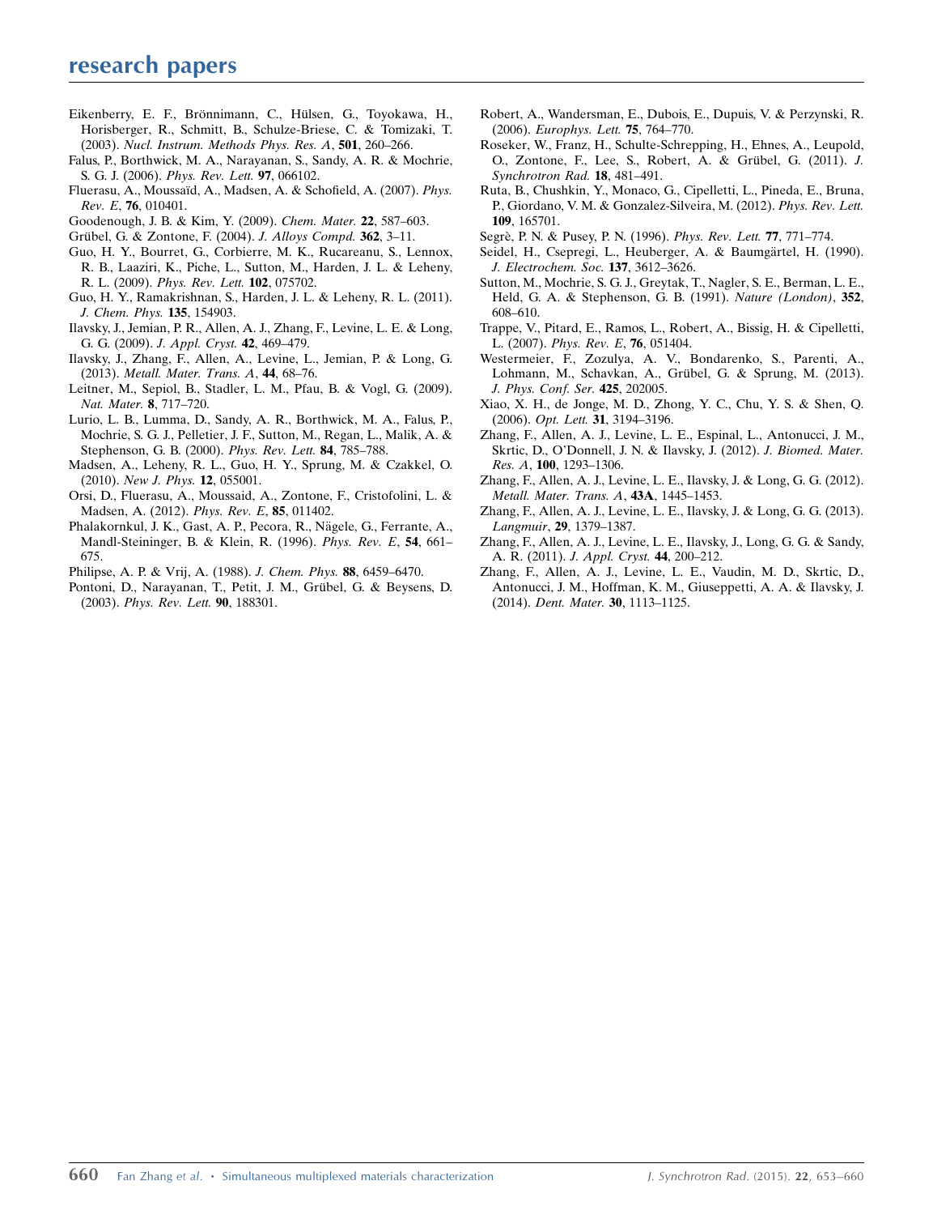Eikenberry, E. F., Brönnimann, C., Hülsen, G., Toyokawa, H., Horisberger, R., Schmitt, B., Schulze-Briese, C. & Tomizaki, T. (2003). *Nucl. Instrum. Methods Phys. Res. A*, **501**, 260–266.

Falus, P., Borthwick, M. A., Narayanan, S., Sandy, A. R. & Mochrie, S. G. J. (2006). *Phys. Rev. Lett.* **97**, 066102.

Fluerasu, A., Moussaïd, A., Madsen, A. & Schofield, A. (2007). *Phys. Rev. E*, **76**, 010401.

Goodenough, J. B. & Kim, Y. (2009). *Chem. Mater.* **22**, 587–603.

Grübel, G. & Zontone, F. (2004). *J. Alloys Compd.* **362**, 3–11.

Guo, H. Y., Bourret, G., Corbierre, M. K., Rucareanu, S., Lennox, R. B., Laaziri, K., Piche, L., Sutton, M., Harden, J. L. & Leheny, R. L. (2009). *Phys. Rev. Lett.* **102**, 075702.

Guo, H. Y., Ramakrishnan, S., Harden, J. L. & Leheny, R. L. (2011). *J. Chem. Phys.* **135**, 154903.

Ilavsky, J., Jemian, P. R., Allen, A. J., Zhang, F., Levine, L. E. & Long, G. G. (2009). *J. Appl. Cryst.* **42**, 469–479.

Ilavsky, J., Zhang, F., Allen, A., Levine, L., Jemian, P. & Long, G. (2013). *Metall. Mater. Trans. A*, **44**, 68–76.

Leitner, M., Sepiol, B., Stadler, L. M., Pfau, B. & Vogl, G. (2009). *Nat. Mater.* **8**, 717–720.

Lurio, L. B., Lumma, D., Sandy, A. R., Borthwick, M. A., Falus, P., Mochrie, S. G. J., Pelletier, J. F., Sutton, M., Regan, L., Malik, A. & Stephenson, G. B. (2000). *Phys. Rev. Lett.* **84**, 785–788.

Madsen, A., Leheny, R. L., Guo, H. Y., Sprung, M. & Czakkel, O. (2010). *New J. Phys.* **12**, 055001.

Orsi, D., Fluerasu, A., Moussaid, A., Zontone, F., Cristofolini, L. & Madsen, A. (2012). *Phys. Rev. E*, **85**, 011402.

Phalakornkul, J. K., Gast, A. P., Pecora, R., Nägele, G., Ferrante, A., Mandl-Steininger, B. & Klein, R. (1996). *Phys. Rev. E*, **54**, 661–675.

Philipse, A. P. & Vrij, A. (1988). *J. Chem. Phys.* **88**, 6459–6470.

Pontoni, D., Narayanan, T., Petit, J. M., Grübel, G. & Beysens, D. (2003). *Phys. Rev. Lett.* **90**, 188301.

Robert, A., Wandersman, E., Dubois, E., Dupuis, V. & Perzynski, R. (2006). *Europhys. Lett.* **75**, 764–770.

Roseker, W., Franz, H., Schulte-Schrepping, H., Ehnes, A., Leupold, O., Zontone, F., Lee, S., Robert, A. & Grübel, G. (2011). *J. Synchrotron Rad.* **18**, 481–491.

Ruta, B., Chushkin, Y., Monaco, G., Cipelletti, L., Pineda, E., Bruna, P., Giordano, V. M. & Gonzalez-Silveira, M. (2012). *Phys. Rev. Lett.* **109**, 165701.

Segrè, P. N. & Pusey, P. N. (1996). *Phys. Rev. Lett.* **77**, 771–774.

Seidel, H., Csepregi, L., Heuberger, A. & Baumgärtel, H. (1990). *J. Electrochem. Soc.* **137**, 3612–3626.

Sutton, M., Mochrie, S. G. J., Greytak, T., Nagler, S. E., Berman, L. E., Held, G. A. & Stephenson, G. B. (1991). *Nature (London)*, **352**, 608–610.

Trappe, V., Pitard, E., Ramos, L., Robert, A., Bissig, H. & Cipelletti, L. (2007). *Phys. Rev. E*, **76**, 051404.

Westermeier, F., Zozulya, A. V., Bondarenko, S., Parenti, A., Lohmann, M., Schavkan, A., Grübel, G. & Sprung, M. (2013). *J. Phys. Conf. Ser.* **425**, 202005.

Xiao, X. H., de Jonge, M. D., Zhong, Y. C., Chu, Y. S. & Shen, Q. (2006). *Opt. Lett.* **31**, 3194–3196.

Zhang, F., Allen, A. J., Levine, L. E., Espinal, L., Antonucci, J. M., Skrtic, D., O'Donnell, J. N. & Ilavsky, J. (2012). *J. Biomed. Mater. Res. A*, **100**, 1293–1306.

Zhang, F., Allen, A. J., Levine, L. E., Ilavsky, J. & Long, G. G. (2012). *Metall. Mater. Trans. A*, **43A**, 1445–1453.

Zhang, F., Allen, A. J., Levine, L. E., Ilavsky, J. & Long, G. G. (2013). *Langmuir*, **29**, 1379–1387.

Zhang, F., Allen, A. J., Levine, L. E., Ilavsky, J., Long, G. G. & Sandy, A. R. (2011). *J. Appl. Cryst.* **44**, 200–212.

Zhang, F., Allen, A. J., Levine, L. E., Vaudin, M. D., Skrtic, D., Antonucci, J. M., Hoffman, K. M., Giuseppetti, A. A. & Ilavsky, J. (2014). *Dent. Mater.* **30**, 1113–1125.